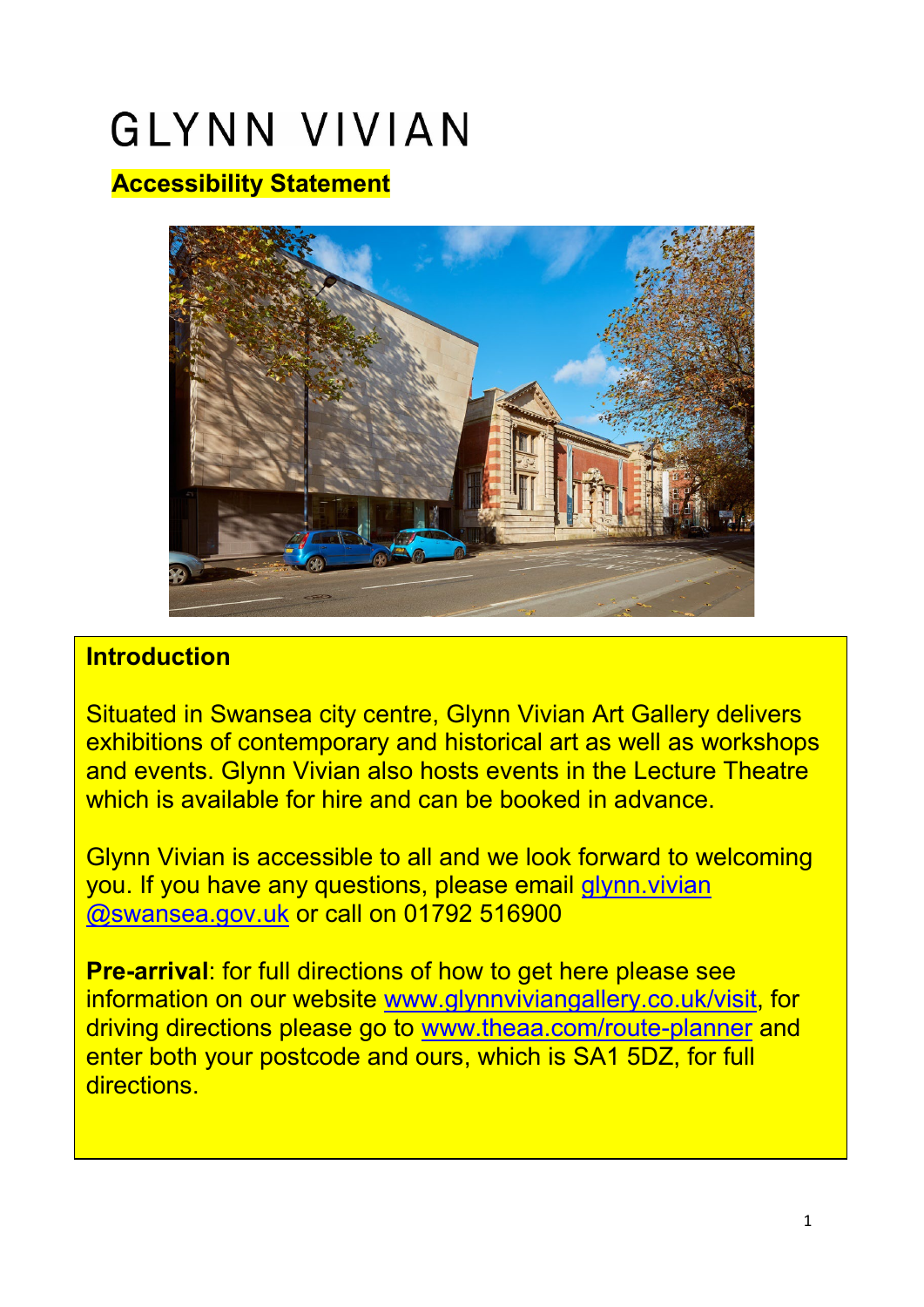# GLYNN VIVIAN

## Accessibility Statement

### Introduction

Situated in Swansea city centre, Glynn Vivian Art Gallery delivers exhibitions of contemporary and historical art as well as workshops and events. Glynn Vivian also hosts events in the Lecture Theatre which is available for hire and can be booked in advance.

Glynn Vivian is accessible to all and we look forward to welcoming you. If you have any questions, please email glynn.vivian@swansea.gov.uk or call on 01792 516900

**Pre-arrival**: for full directions of how to get here please see information on our website www.glynnviviangallery.co.uk/visit, for driving directions please go to www.theaa.com/route-planner and enter both your postcode and ours, which is SA1 5DZ, for full directions.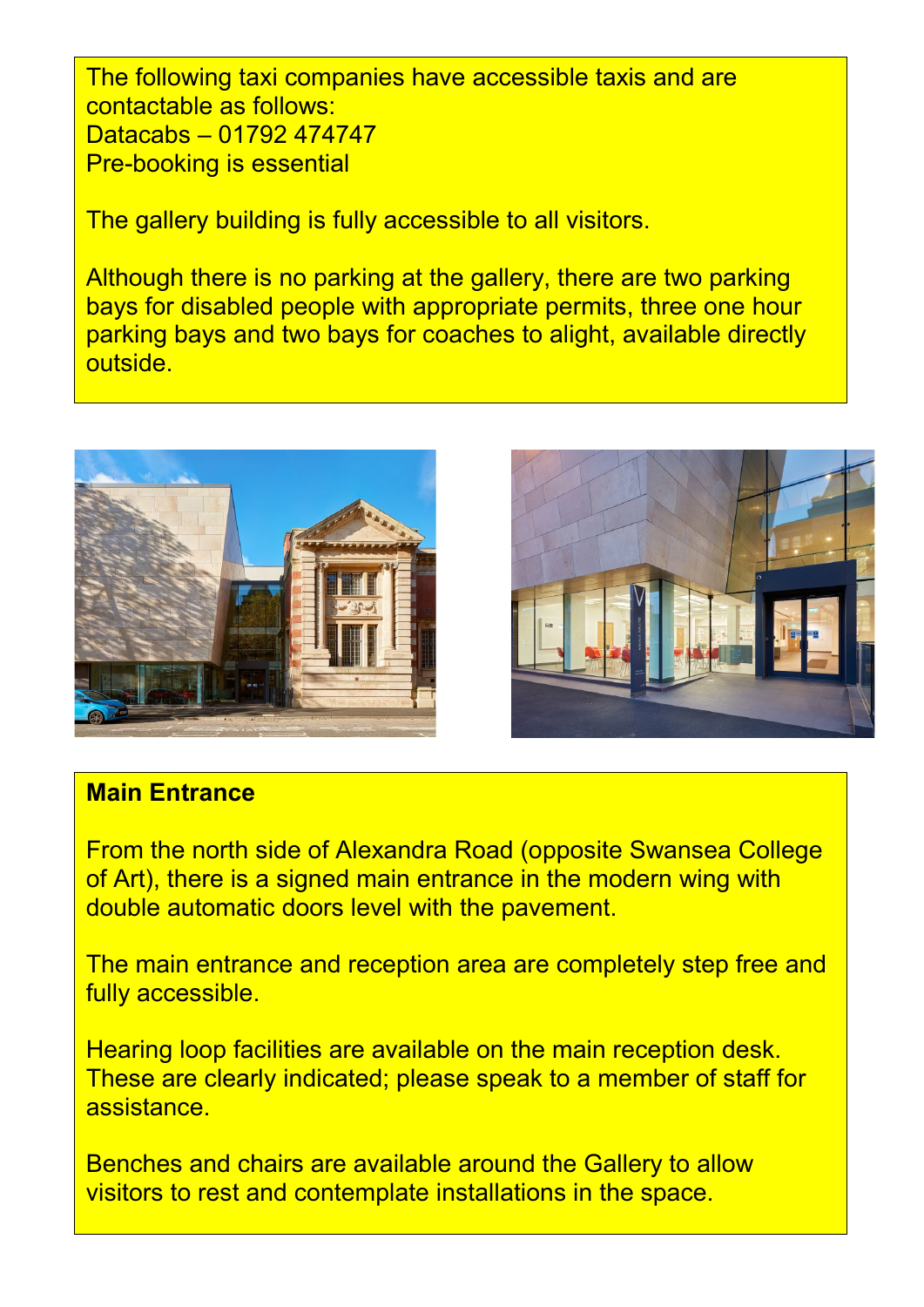The following taxi companies have accessible taxis and are contactable as follows:
Datacabs – 01792 474747
Pre-booking is essential

The gallery building is fully accessible to all visitors.

Although there is no parking at the gallery, there are two parking bays for disabled people with appropriate permits, three one hour parking bays and two bays for coaches to alight, available directly outside.

**Main Entrance**

From the north side of Alexandra Road (opposite Swansea College of Art), there is a signed main entrance in the modern wing with double automatic doors level with the pavement.

The main entrance and reception area are completely step free and fully accessible.

Hearing loop facilities are available on the main reception desk. These are clearly indicated; please speak to a member of staff for assistance.

Benches and chairs are available around the Gallery to allow visitors to rest and contemplate installations in the space.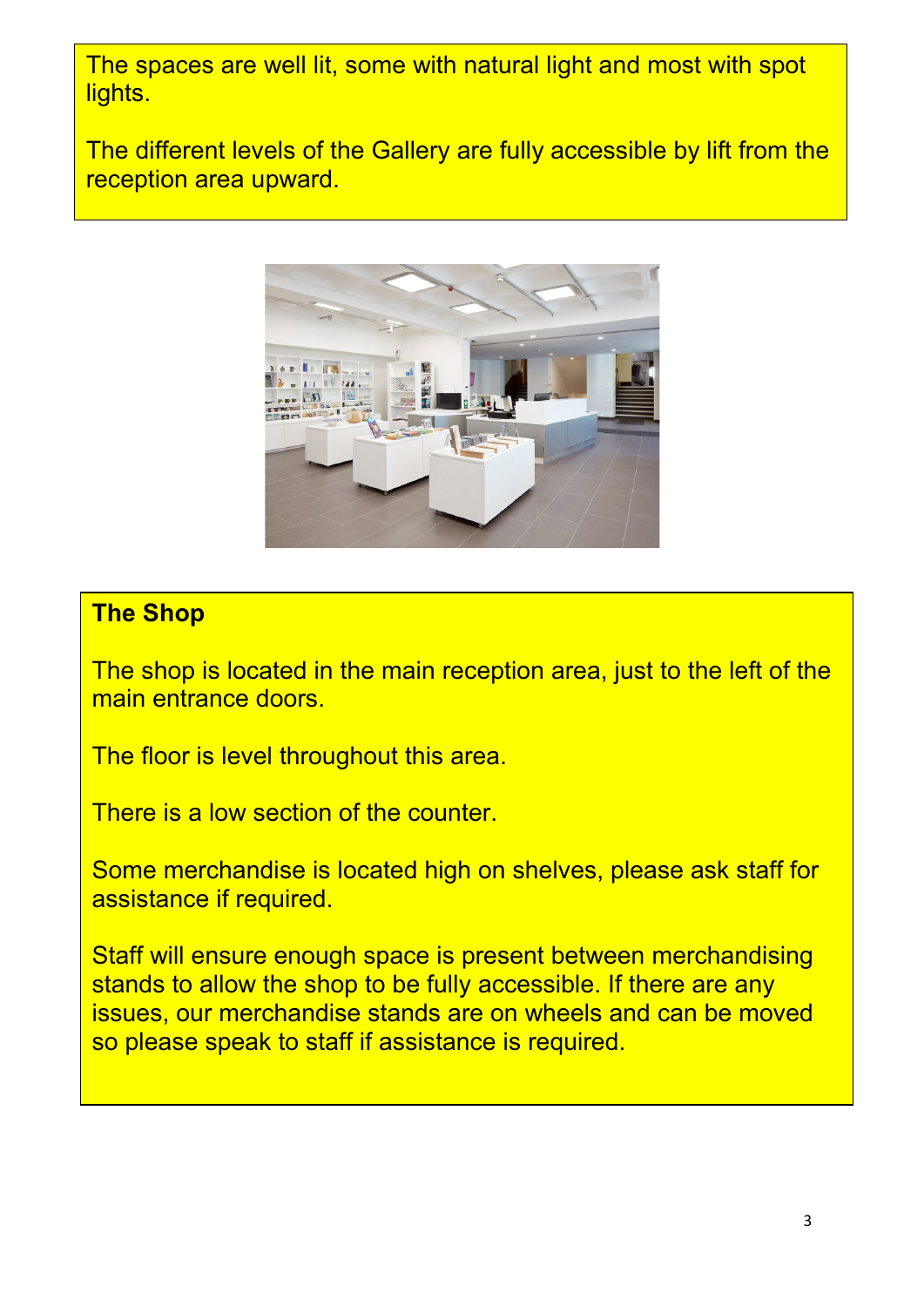The spaces are well lit, some with natural light and most with spot lights.

The different levels of the Gallery are fully accessible by lift from the reception area upward.

**The Shop**

The shop is located in the main reception area, just to the left of the main entrance doors.

The floor is level throughout this area.

There is a low section of the counter.

Some merchandise is located high on shelves, please ask staff for assistance if required.

Staff will ensure enough space is present between merchandising stands to allow the shop to be fully accessible. If there are any issues, our merchandise stands are on wheels and can be moved so please speak to staff if assistance is required.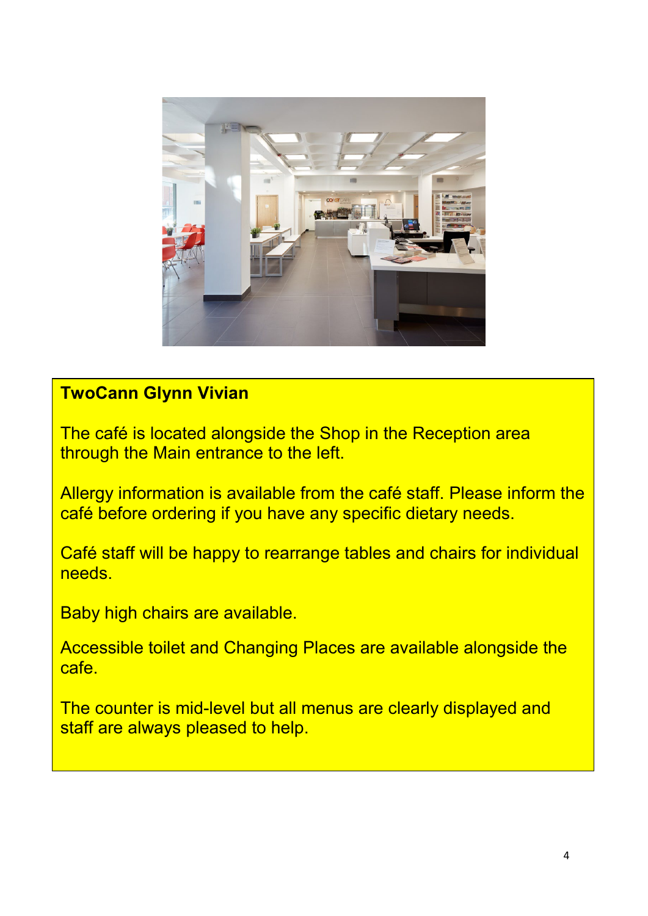**TwoCann Glynn Vivian**

The café is located alongside the Shop in the Reception area through the Main entrance to the left.

Allergy information is available from the café staff. Please inform the café before ordering if you have any specific dietary needs.

Café staff will be happy to rearrange tables and chairs for individual needs.

Baby high chairs are available.

Accessible toilet and Changing Places are available alongside the cafe.

The counter is mid-level but all menus are clearly displayed and staff are always pleased to help.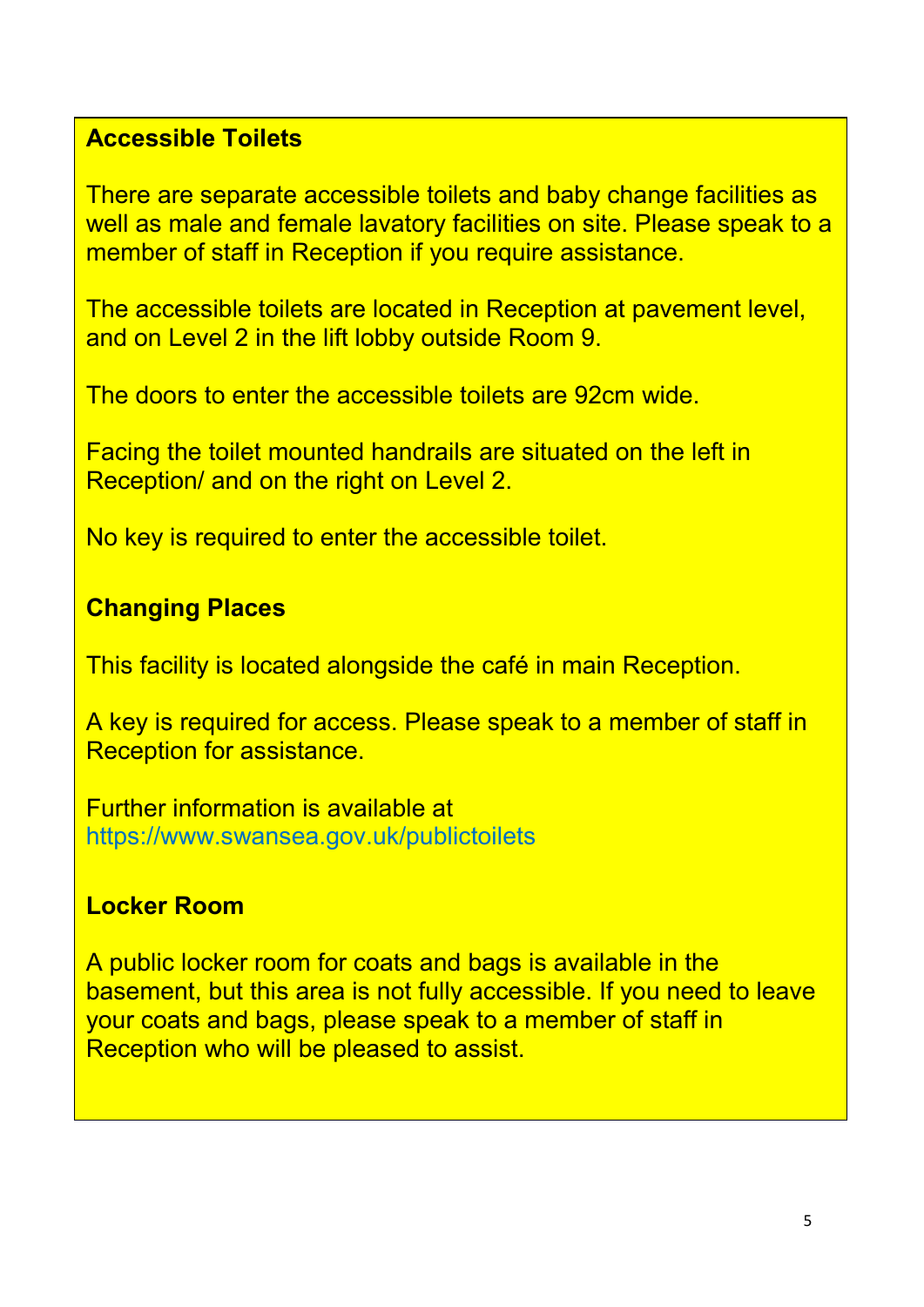## Accessible Toilets

There are separate accessible toilets and baby change facilities as well as male and female lavatory facilities on site. Please speak to a member of staff in Reception if you require assistance.

The accessible toilets are located in Reception at pavement level, and on Level 2 in the lift lobby outside Room 9.

The doors to enter the accessible toilets are 92cm wide.

Facing the toilet mounted handrails are situated on the left in Reception/ and on the right on Level 2.

No key is required to enter the accessible toilet.

## Changing Places

This facility is located alongside the café in main Reception.

A key is required for access. Please speak to a member of staff in Reception for assistance.

Further information is available at https://www.swansea.gov.uk/publictoilets

## Locker Room

A public locker room for coats and bags is available in the basement, but this area is not fully accessible. If you need to leave your coats and bags, please speak to a member of staff in Reception who will be pleased to assist.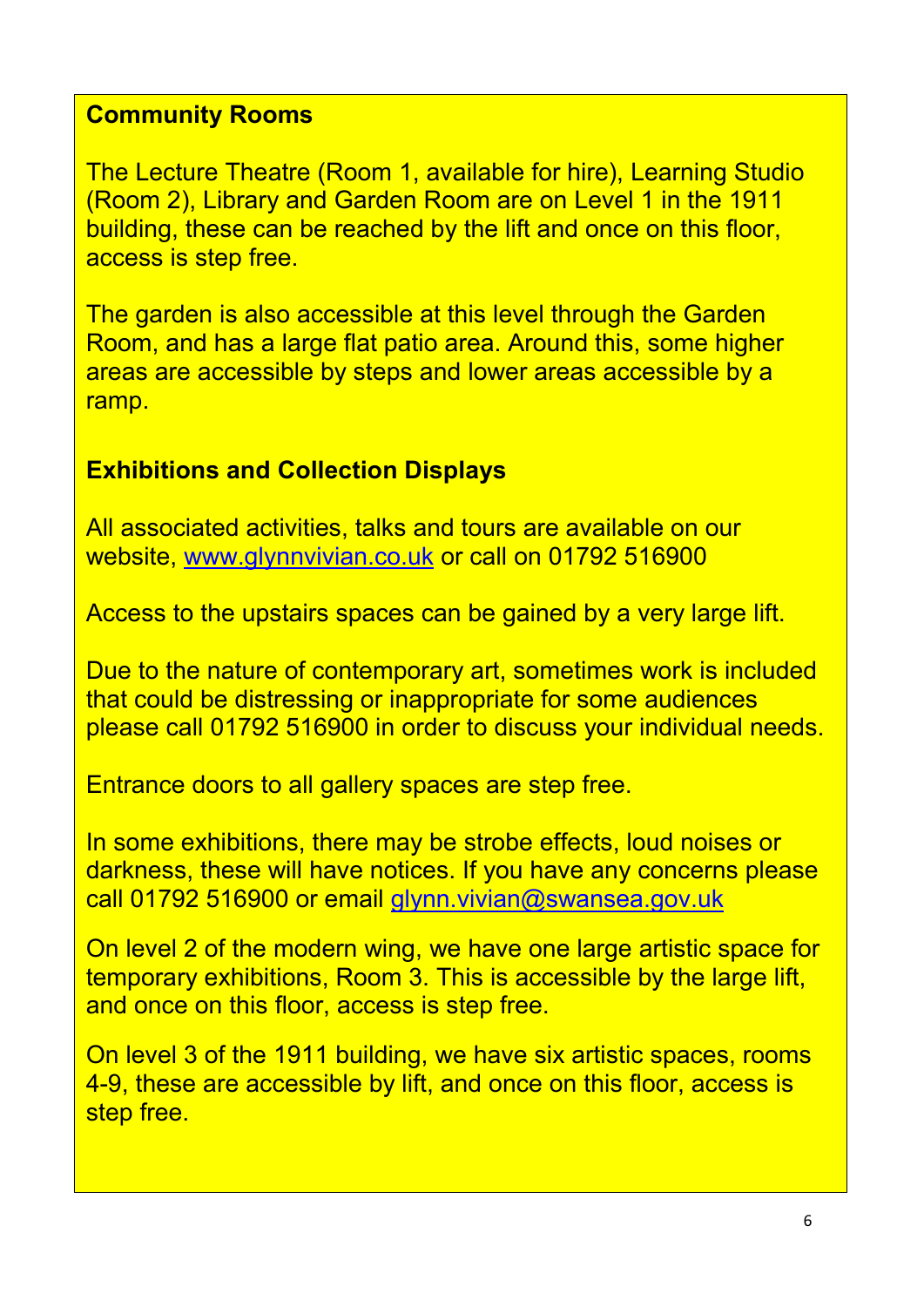## Community Rooms

The Lecture Theatre (Room 1, available for hire), Learning Studio (Room 2), Library and Garden Room are on Level 1 in the 1911 building, these can be reached by the lift and once on this floor, access is step free.

The garden is also accessible at this level through the Garden Room, and has a large flat patio area. Around this, some higher areas are accessible by steps and lower areas accessible by a ramp.

## Exhibitions and Collection Displays

All associated activities, talks and tours are available on our website, [www.glynnvivian.co.uk](http://www.glynnvivian.co.uk) or call on 01792 516900

Access to the upstairs spaces can be gained by a very large lift.

Due to the nature of contemporary art, sometimes work is included that could be distressing or inappropriate for some audiences please call 01792 516900 in order to discuss your individual needs.

Entrance doors to all gallery spaces are step free.

In some exhibitions, there may be strobe effects, loud noises or darkness, these will have notices. If you have any concerns please call 01792 516900 or email [glynn.vivian@swansea.gov.uk](mailto:glynn.vivian@swansea.gov.uk)

On level 2 of the modern wing, we have one large artistic space for temporary exhibitions, Room 3. This is accessible by the large lift, and once on this floor, access is step free.

On level 3 of the 1911 building, we have six artistic spaces, rooms 4-9, these are accessible by lift, and once on this floor, access is step free.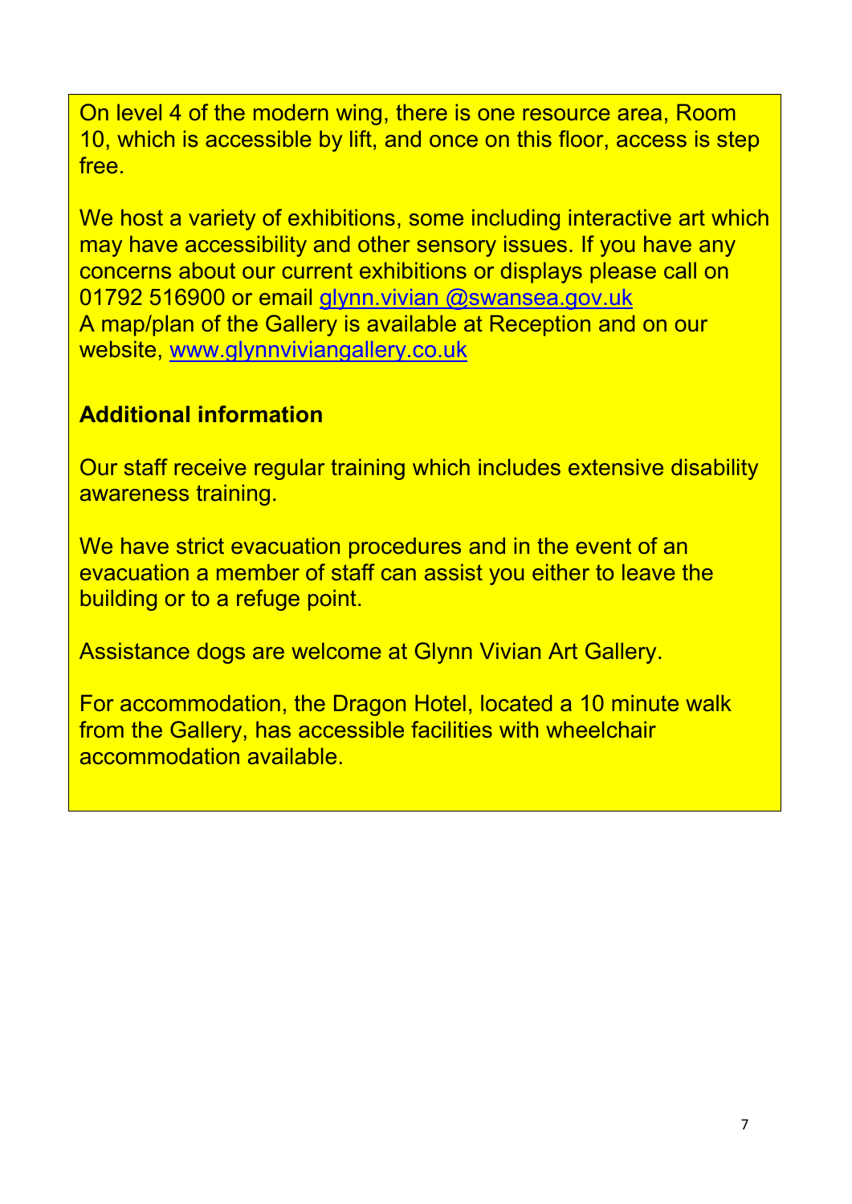On level 4 of the modern wing, there is one resource area, Room 10, which is accessible by lift, and once on this floor, access is step free.

We host a variety of exhibitions, some including interactive art which may have accessibility and other sensory issues. If you have any concerns about our current exhibitions or displays please call on 01792 516900 or email glynn.vivian @swansea.gov.uk
A map/plan of the Gallery is available at Reception and on our website, www.glynnviviangallery.co.uk

**Additional information**

Our staff receive regular training which includes extensive disability awareness training.

We have strict evacuation procedures and in the event of an evacuation a member of staff can assist you either to leave the building or to a refuge point.

Assistance dogs are welcome at Glynn Vivian Art Gallery.

For accommodation, the Dragon Hotel, located a 10 minute walk from the Gallery, has accessible facilities with wheelchair accommodation available.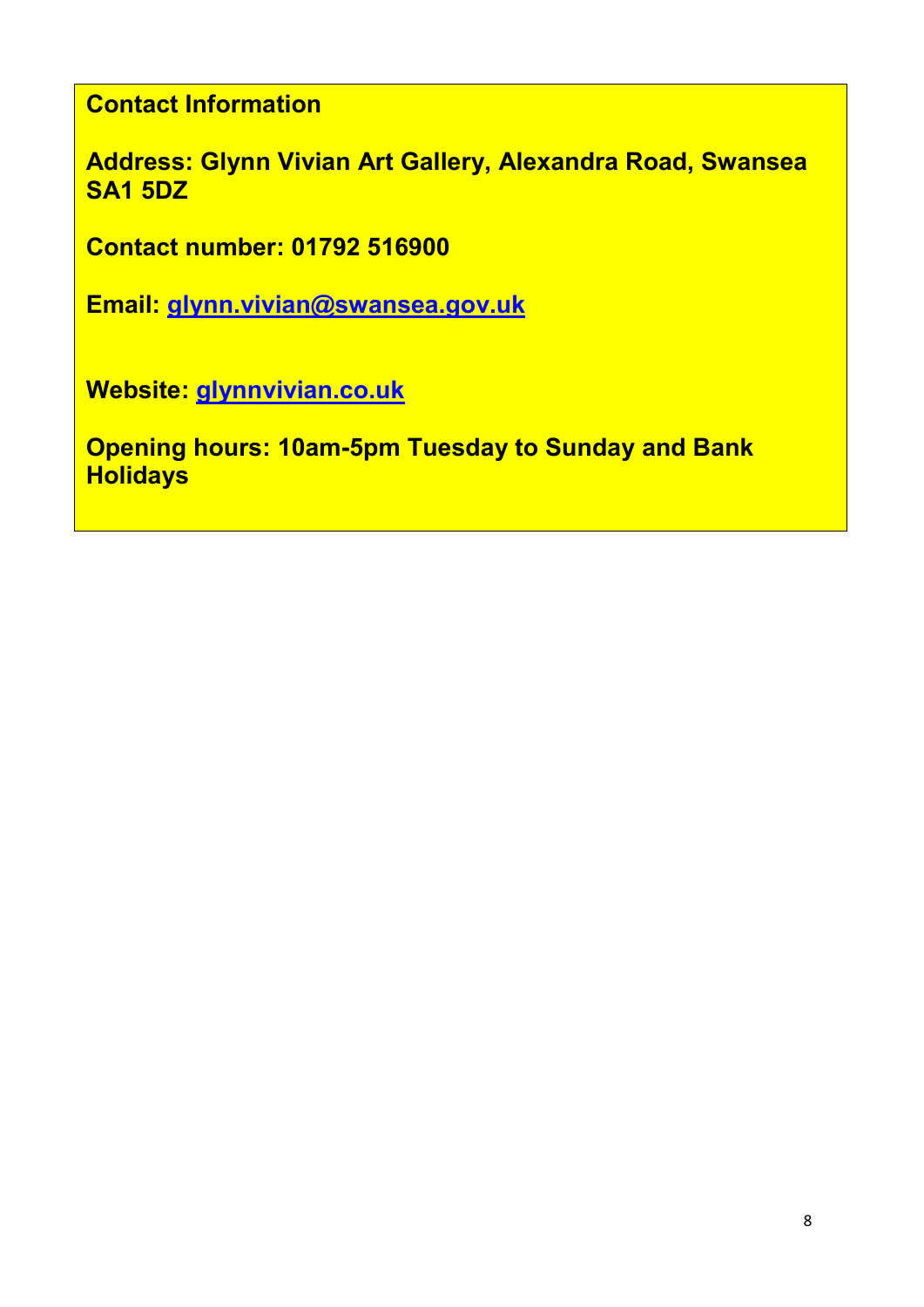**Contact Information**

**Address: Glynn Vivian Art Gallery, Alexandra Road, Swansea SA1 5DZ**

**Contact number: 01792 516900**

**Email: [glynn.vivian@swansea.gov.uk](mailto:glynn.vivian@swansea.gov.uk)**

**Website: [glynnvivian.co.uk](http://glynnvivian.co.uk)**

**Opening hours: 10am-5pm Tuesday to Sunday and Bank Holidays**